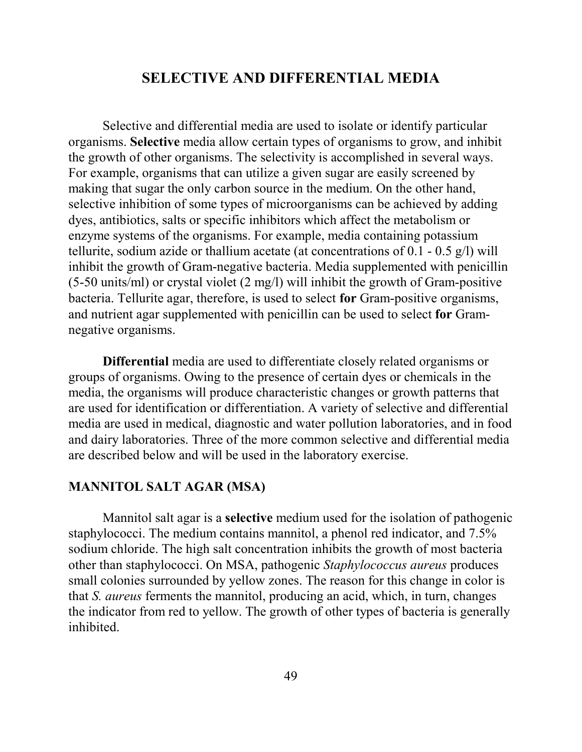# SELECTIVE AND DIFFERENTIAL MEDIA

Selective and differential media are used to isolate or identify particular organisms. **Selective** media allow certain types of organisms to grow, and inhibit the growth of other organisms. The selectivity is accomplished in several ways. For example, organisms that can utilize a given sugar are easily screened by making that sugar the only carbon source in the medium. On the other hand, selective inhibition of some types of microorganisms can be achieved by adding dyes, antibiotics, salts or specific inhibitors which affect the metabolism or enzyme systems of the organisms. For example, media containing potassium tellurite, sodium azide or thallium acetate (at concentrations of 0.1 - 0.5 g/l) will inhibit the growth of Gram-negative bacteria. Media supplemented with penicillin (5-50 units/ml) or crystal violet (2 mg/l) will inhibit the growth of Gram-positive bacteria. Tellurite agar, therefore, is used to select **for** Gram-positive organisms, and nutrient agar supplemented with penicillin can be used to select **for** Gram-negative organisms.

**Differential** media are used to differentiate closely related organisms or groups of organisms. Owing to the presence of certain dyes or chemicals in the media, the organisms will produce characteristic changes or growth patterns that are used for identification or differentiation. A variety of selective and differential media are used in medical, diagnostic and water pollution laboratories, and in food and dairy laboratories. Three of the more common selective and differential media are described below and will be used in the laboratory exercise.

## MANNITOL SALT AGAR (MSA)

Mannitol salt agar is a **selective** medium used for the isolation of pathogenic staphylococci. The medium contains mannitol, a phenol red indicator, and 7.5% sodium chloride. The high salt concentration inhibits the growth of most bacteria other than staphylococci. On MSA, pathogenic *Staphylococcus aureus* produces small colonies surrounded by yellow zones. The reason for this change in color is that *S. aureus* ferments the mannitol, producing an acid, which, in turn, changes the indicator from red to yellow. The growth of other types of bacteria is generally inhibited.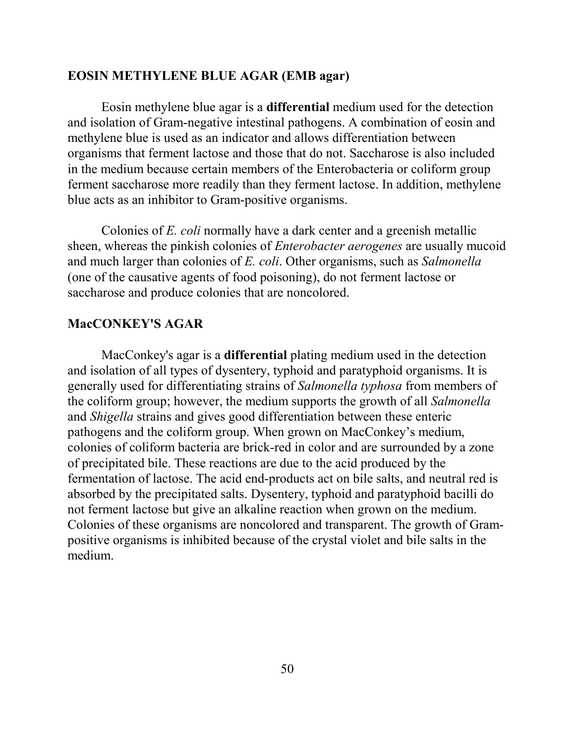## EOSIN METHYLENE BLUE AGAR (EMB agar)

Eosin methylene blue agar is a **differential** medium used for the detection and isolation of Gram-negative intestinal pathogens. A combination of eosin and methylene blue is used as an indicator and allows differentiation between organisms that ferment lactose and those that do not. Saccharose is also included in the medium because certain members of the Enterobacteria or coliform group ferment saccharose more readily than they ferment lactose. In addition, methylene blue acts as an inhibitor to Gram-positive organisms.

Colonies of *E. coli* normally have a dark center and a greenish metallic sheen, whereas the pinkish colonies of *Enterobacter aerogenes* are usually mucoid and much larger than colonies of *E. coli*. Other organisms, such as *Salmonella* (one of the causative agents of food poisoning), do not ferment lactose or saccharose and produce colonies that are noncolored.

## MacCONKEY'S AGAR

MacConkey's agar is a **differential** plating medium used in the detection and isolation of all types of dysentery, typhoid and paratyphoid organisms. It is generally used for differentiating strains of *Salmonella typhosa* from members of the coliform group; however, the medium supports the growth of all *Salmonella* and *Shigella* strains and gives good differentiation between these enteric pathogens and the coliform group. When grown on MacConkey's medium, colonies of coliform bacteria are brick-red in color and are surrounded by a zone of precipitated bile. These reactions are due to the acid produced by the fermentation of lactose. The acid end-products act on bile salts, and neutral red is absorbed by the precipitated salts. Dysentery, typhoid and paratyphoid bacilli do not ferment lactose but give an alkaline reaction when grown on the medium. Colonies of these organisms are noncolored and transparent. The growth of Gram-positive organisms is inhibited because of the crystal violet and bile salts in the medium.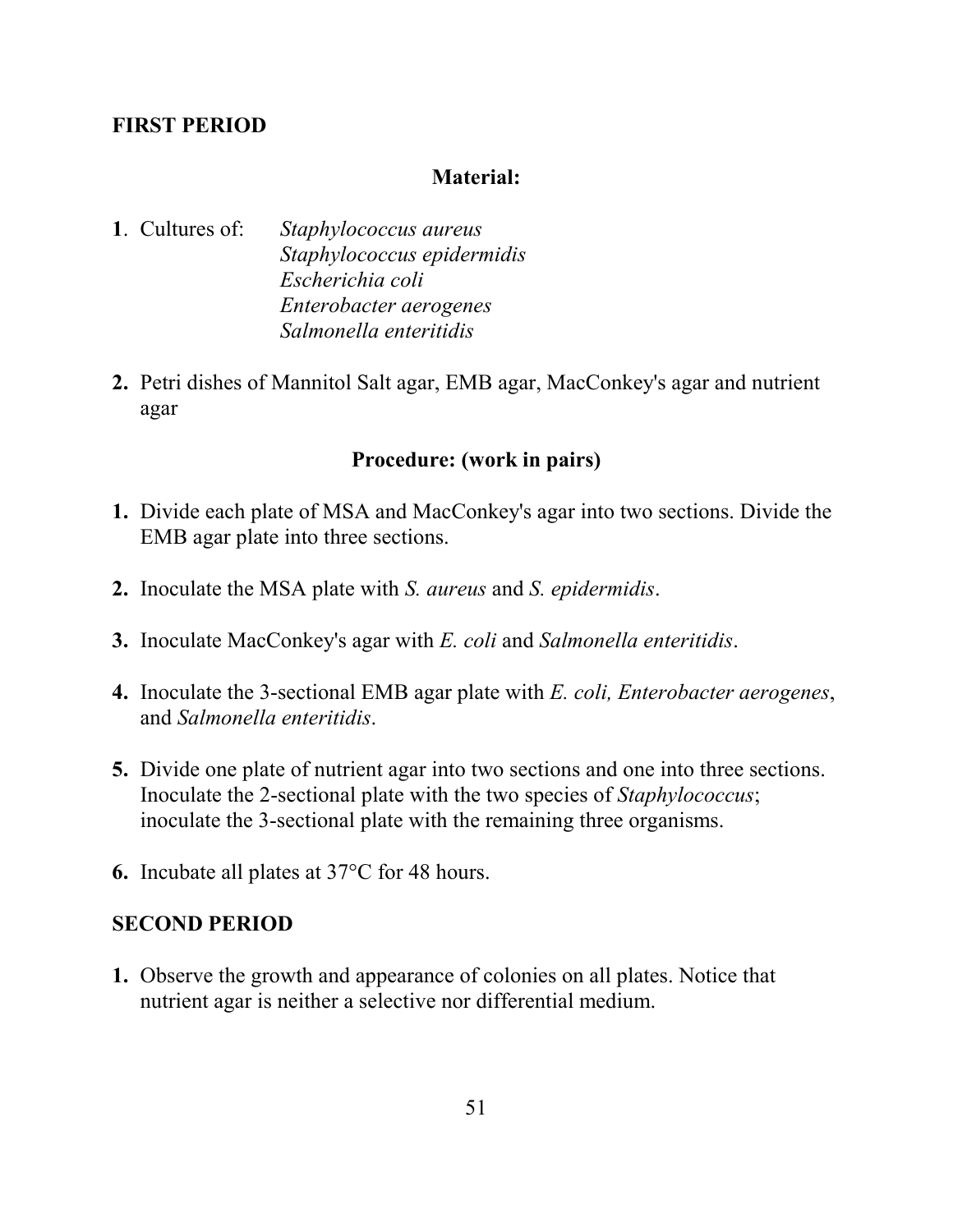## FIRST PERIOD

### Material:

1. Cultures of:
   *Staphylococcus aureus*
   *Staphylococcus epidermidis*
   *Escherichia coli*
   *Enterobacter aerogenes*
   *Salmonella enteritidis*

2. Petri dishes of Mannitol Salt agar, EMB agar, MacConkey's agar and nutrient agar

### Procedure: (work in pairs)

1. Divide each plate of MSA and MacConkey's agar into two sections. Divide the EMB agar plate into three sections.

2. Inoculate the MSA plate with *S. aureus* and *S. epidermidis*.

3. Inoculate MacConkey's agar with *E. coli* and *Salmonella enteritidis*.

4. Inoculate the 3-sectional EMB agar plate with *E. coli, Enterobacter aerogenes*, and *Salmonella enteritidis*.

5. Divide one plate of nutrient agar into two sections and one into three sections. Inoculate the 2-sectional plate with the two species of *Staphylococcus*; inoculate the 3-sectional plate with the remaining three organisms.

6. Incubate all plates at 37°C for 48 hours.

## SECOND PERIOD

1. Observe the growth and appearance of colonies on all plates. Notice that nutrient agar is neither a selective nor differential medium.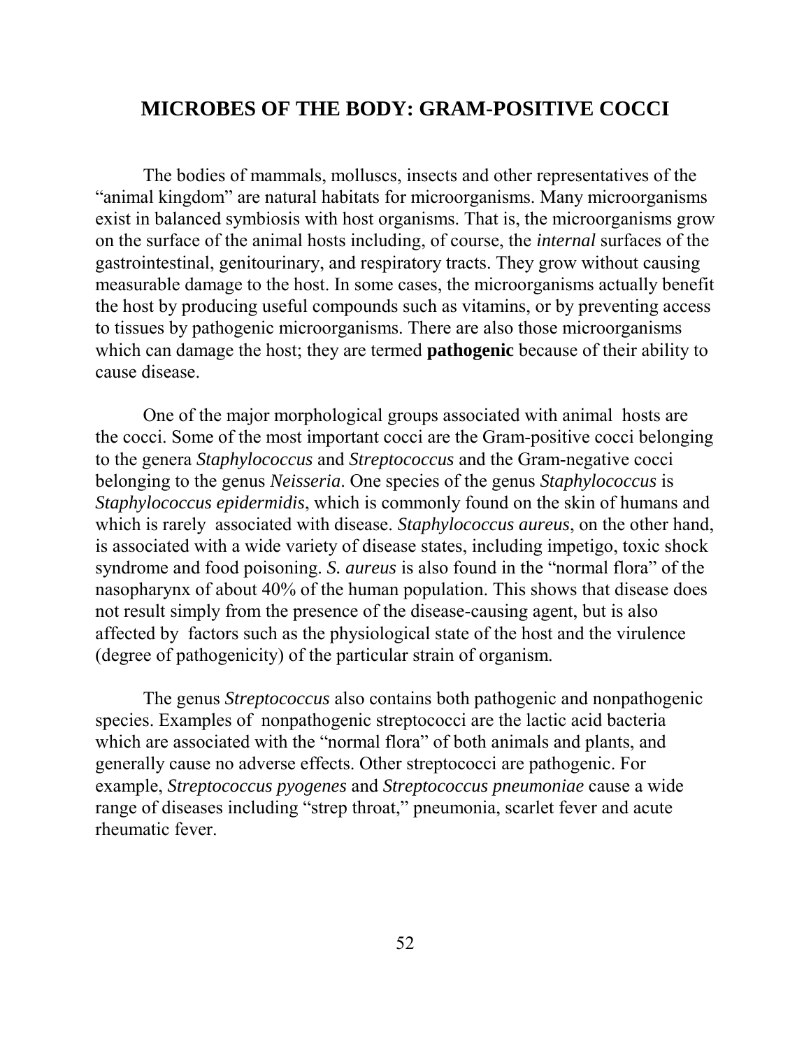# MICROBES OF THE BODY: GRAM-POSITIVE COCCI

The bodies of mammals, molluscs, insects and other representatives of the "animal kingdom" are natural habitats for microorganisms. Many microorganisms exist in balanced symbiosis with host organisms. That is, the microorganisms grow on the surface of the animal hosts including, of course, the *internal* surfaces of the gastrointestinal, genitourinary, and respiratory tracts. They grow without causing measurable damage to the host. In some cases, the microorganisms actually benefit the host by producing useful compounds such as vitamins, or by preventing access to tissues by pathogenic microorganisms. There are also those microorganisms which can damage the host; they are termed **pathogenic** because of their ability to cause disease.

One of the major morphological groups associated with animal hosts are the cocci. Some of the most important cocci are the Gram-positive cocci belonging to the genera *Staphylococcus* and *Streptococcus* and the Gram-negative cocci belonging to the genus *Neisseria*. One species of the genus *Staphylococcus* is *Staphylococcus epidermidis*, which is commonly found on the skin of humans and which is rarely associated with disease. *Staphylococcus aureus*, on the other hand, is associated with a wide variety of disease states, including impetigo, toxic shock syndrome and food poisoning. *S. aureus* is also found in the "normal flora" of the nasopharynx of about 40% of the human population. This shows that disease does not result simply from the presence of the disease-causing agent, but is also affected by factors such as the physiological state of the host and the virulence (degree of pathogenicity) of the particular strain of organism.

The genus *Streptococcus* also contains both pathogenic and nonpathogenic species. Examples of nonpathogenic streptococci are the lactic acid bacteria which are associated with the "normal flora" of both animals and plants, and generally cause no adverse effects. Other streptococci are pathogenic. For example, *Streptococcus pyogenes* and *Streptococcus pneumoniae* cause a wide range of diseases including "strep throat," pneumonia, scarlet fever and acute rheumatic fever.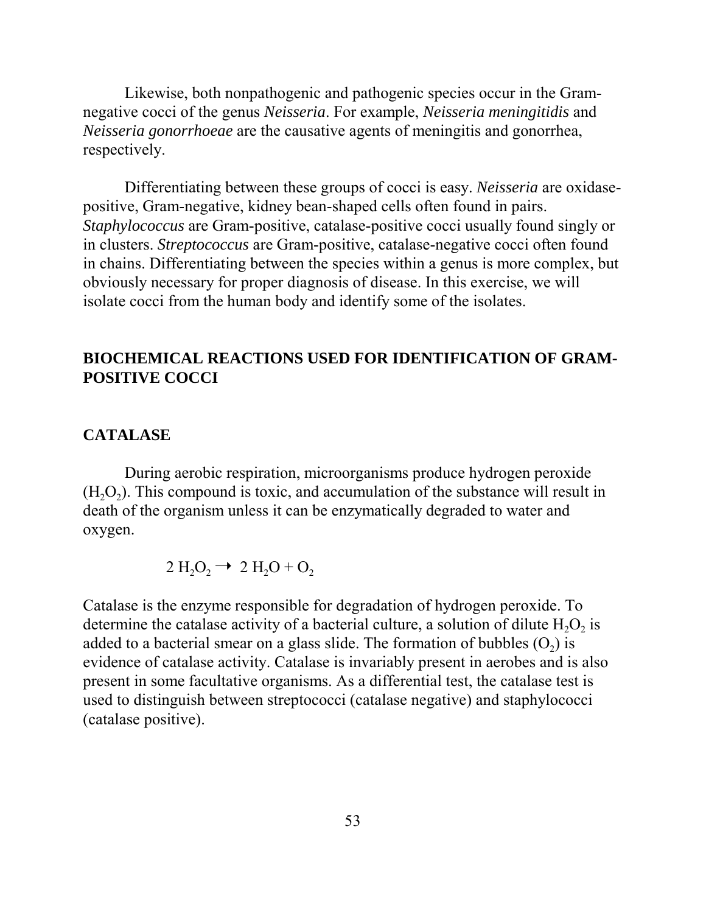Likewise, both nonpathogenic and pathogenic species occur in the Gram-negative cocci of the genus *Neisseria*. For example, *Neisseria meningitidis* and *Neisseria gonorrhoeae* are the causative agents of meningitis and gonorrhea, respectively.

Differentiating between these groups of cocci is easy. *Neisseria* are oxidase-positive, Gram-negative, kidney bean-shaped cells often found in pairs. *Staphylococcus* are Gram-positive, catalase-positive cocci usually found singly or in clusters. *Streptococcus* are Gram-positive, catalase-negative cocci often found in chains. Differentiating between the species within a genus is more complex, but obviously necessary for proper diagnosis of disease. In this exercise, we will isolate cocci from the human body and identify some of the isolates.

## BIOCHEMICAL REACTIONS USED FOR IDENTIFICATION OF GRAM-POSITIVE COCCI

### CATALASE

During aerobic respiration, microorganisms produce hydrogen peroxide ($H_2O_2$). This compound is toxic, and accumulation of the substance will result in death of the organism unless it can be enzymatically degraded to water and oxygen.

$$2\ H_2O_2 \rightarrow 2\ H_2O + O_2$$

Catalase is the enzyme responsible for degradation of hydrogen peroxide. To determine the catalase activity of a bacterial culture, a solution of dilute $H_2O_2$ is added to a bacterial smear on a glass slide. The formation of bubbles ($O_2$) is evidence of catalase activity. Catalase is invariably present in aerobes and is also present in some facultative organisms. As a differential test, the catalase test is used to distinguish between streptococci (catalase negative) and staphylococci (catalase positive).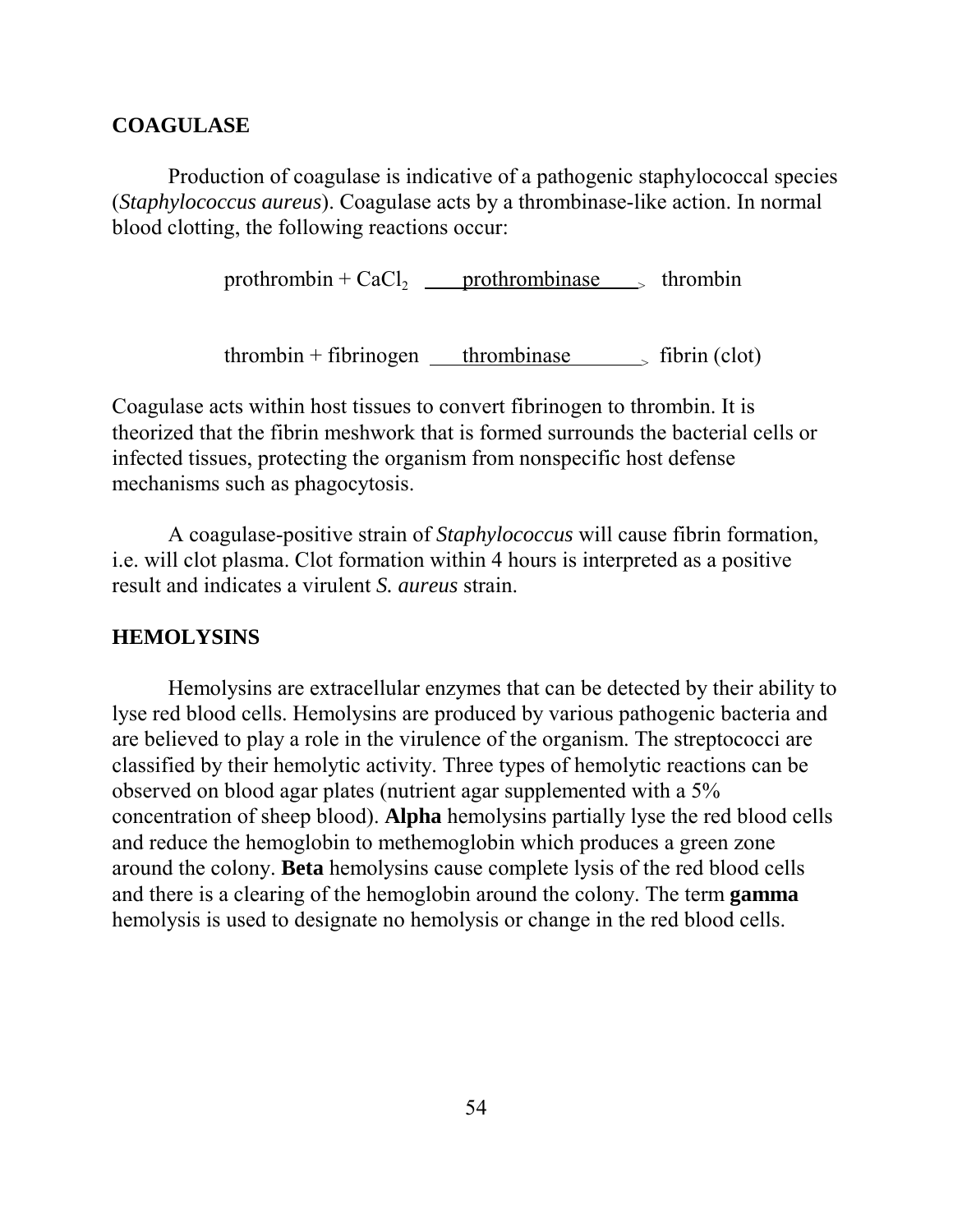## COAGULASE

Production of coagulase is indicative of a pathogenic staphylococcal species (*Staphylococcus aureus*). Coagulase acts by a thrombinase-like action. In normal blood clotting, the following reactions occur:

$$\text{prothrombin} + CaCl_2 \xrightarrow{\text{prothrombinase}} \text{thrombin}$$

$$\text{thrombin} + \text{fibrinogen} \xrightarrow{\text{thrombinase}} \text{fibrin (clot)}$$

Coagulase acts within host tissues to convert fibrinogen to thrombin. It is theorized that the fibrin meshwork that is formed surrounds the bacterial cells or infected tissues, protecting the organism from nonspecific host defense mechanisms such as phagocytosis.

A coagulase-positive strain of *Staphylococcus* will cause fibrin formation, i.e. will clot plasma. Clot formation within 4 hours is interpreted as a positive result and indicates a virulent *S. aureus* strain.

## HEMOLYSINS

Hemolysins are extracellular enzymes that can be detected by their ability to lyse red blood cells. Hemolysins are produced by various pathogenic bacteria and are believed to play a role in the virulence of the organism. The streptococci are classified by their hemolytic activity. Three types of hemolytic reactions can be observed on blood agar plates (nutrient agar supplemented with a 5% concentration of sheep blood). **Alpha** hemolysins partially lyse the red blood cells and reduce the hemoglobin to methemoglobin which produces a green zone around the colony. **Beta** hemolysins cause complete lysis of the red blood cells and there is a clearing of the hemoglobin around the colony. The term **gamma** hemolysis is used to designate no hemolysis or change in the red blood cells.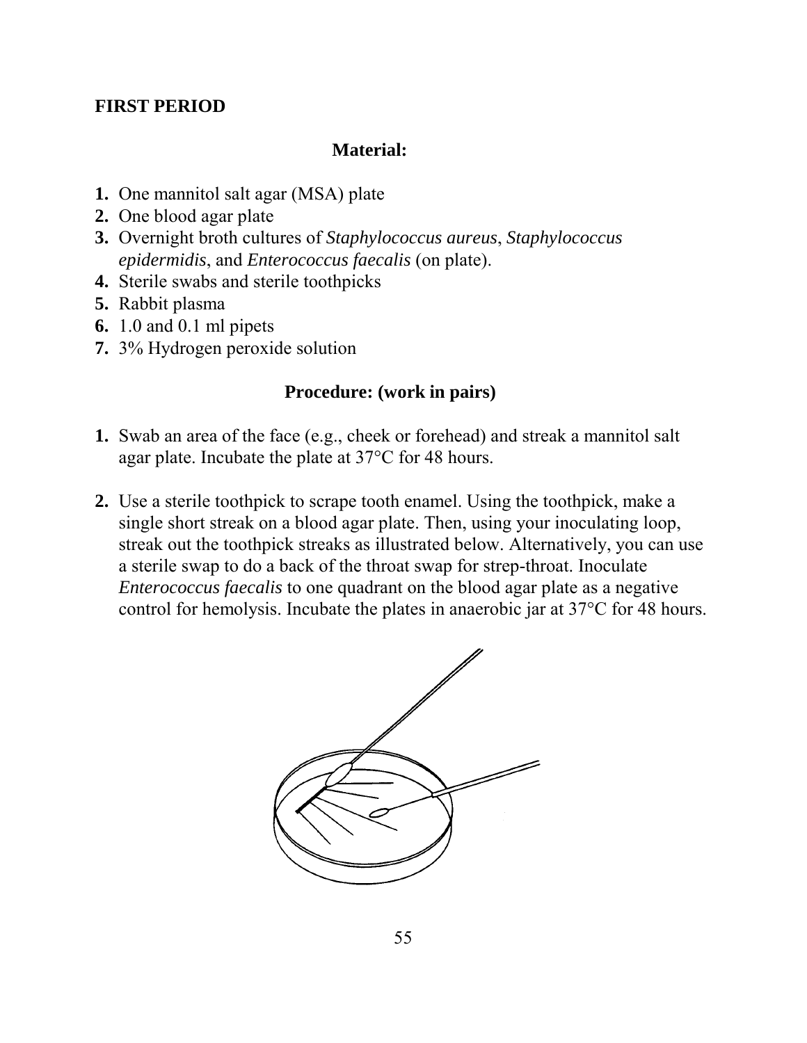## FIRST PERIOD

### Material:

1. One mannitol salt agar (MSA) plate
2. One blood agar plate
3. Overnight broth cultures of *Staphylococcus aureus*, *Staphylococcus epidermidis*, and *Enterococcus faecalis* (on plate).
4. Sterile swabs and sterile toothpicks
5. Rabbit plasma
6. 1.0 and 0.1 ml pipets
7. 3% Hydrogen peroxide solution

### Procedure: (work in pairs)

1. Swab an area of the face (e.g., cheek or forehead) and streak a mannitol salt agar plate. Incubate the plate at 37°C for 48 hours.

2. Use a sterile toothpick to scrape tooth enamel. Using the toothpick, make a single short streak on a blood agar plate. Then, using your inoculating loop, streak out the toothpick streaks as illustrated below. Alternatively, you can use a sterile swap to do a back of the throat swap for strep-throat. Inoculate *Enterococcus faecalis* to one quadrant on the blood agar plate as a negative control for hemolysis. Incubate the plates in anaerobic jar at 37°C for 48 hours.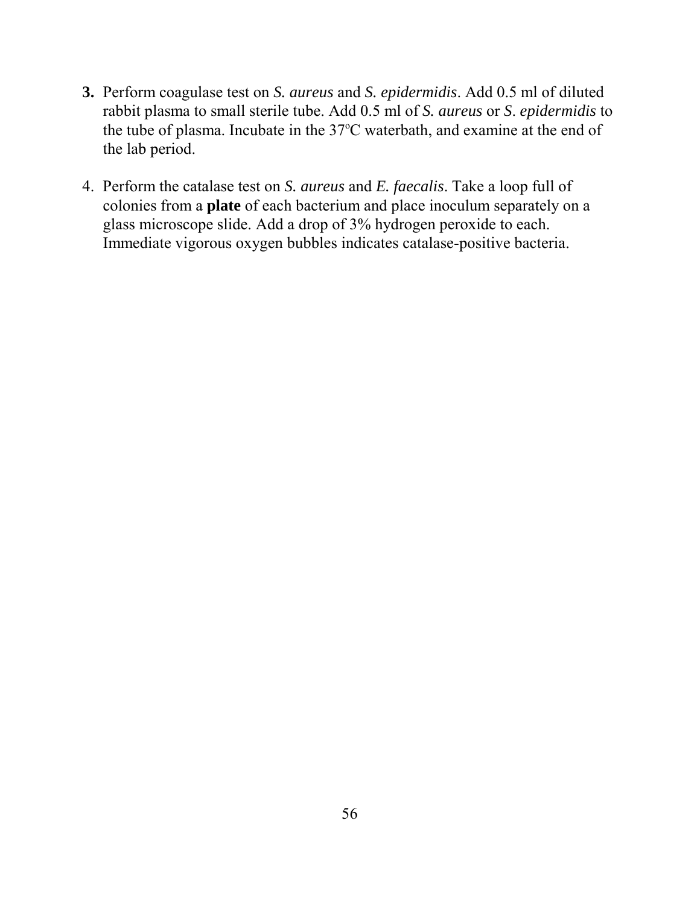**3.** Perform coagulase test on *S. aureus* and *S. epidermidis*. Add 0.5 ml of diluted rabbit plasma to small sterile tube. Add 0.5 ml of *S. aureus* or *S. epidermidis* to the tube of plasma. Incubate in the 37ºC waterbath, and examine at the end of the lab period.

4. Perform the catalase test on *S. aureus* and *E. faecalis*. Take a loop full of colonies from a **plate** of each bacterium and place inoculum separately on a glass microscope slide. Add a drop of 3% hydrogen peroxide to each. Immediate vigorous oxygen bubbles indicates catalase-positive bacteria.